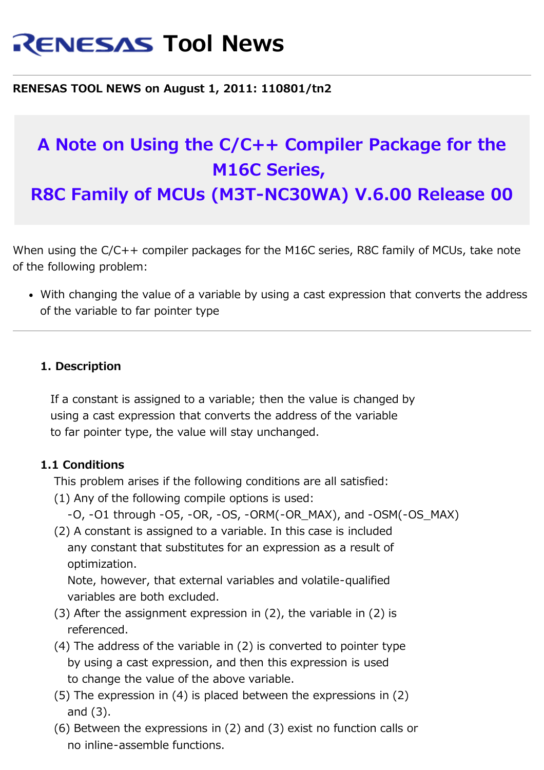# RENESAS Tool News

**RENESAS TOOL NEWS on August 1, 2011: 110801/tn2**

## A Note on Using the C/C++ Compiler Package for the M16C Series, R8C Family of MCUs (M3T-NC30WA) V.6.00 Release 00

When using the C/C++ compiler packages for the M16C series, R8C family of MCUs, take note of the following problem:

- With changing the value of a variable by using a cast expression that converts the address of the variable to far pointer type

---

### 1. Description

If a constant is assigned to a variable; then the value is changed by using a cast expression that converts the address of the variable to far pointer type, the value will stay unchanged.

### 1.1 Conditions

This problem arises if the following conditions are all satisfied:

(1) Any of the following compile options is used:
-O, -O1 through -O5, -OR, -OS, -ORM(-OR_MAX), and -OSM(-OS_MAX)

(2) A constant is assigned to a variable. In this case is included any constant that substitutes for an expression as a result of optimization.
Note, however, that external variables and volatile-qualified variables are both excluded.

(3) After the assignment expression in (2), the variable in (2) is referenced.

(4) The address of the variable in (2) is converted to pointer type by using a cast expression, and then this expression is used to change the value of the above variable.

(5) The expression in (4) is placed between the expressions in (2) and (3).

(6) Between the expressions in (2) and (3) exist no function calls or no inline-assemble functions.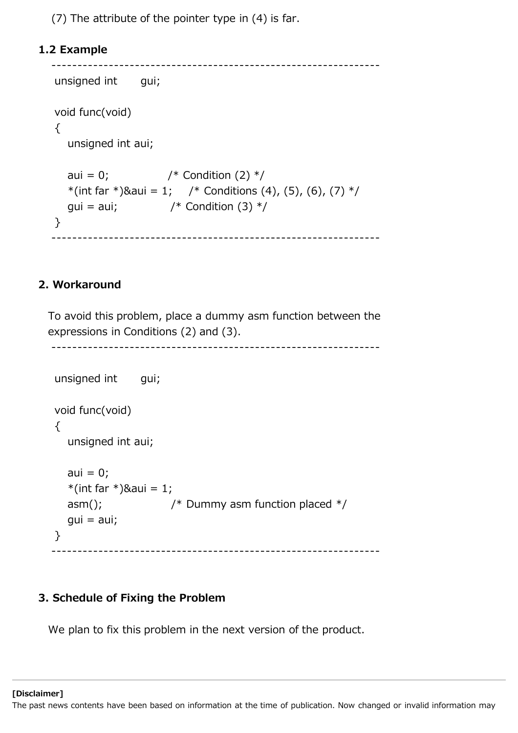(7) The attribute of the pointer type in (4) is far.

### 1.2 Example

```
unsigned int     gui;

void func(void)
{
   unsigned int aui;

   aui = 0;              /* Condition (2) */
   *(int far *)&aui = 1;    /* Conditions (4), (5), (6), (7) */
   gui = aui;             /* Condition (3) */
}
```

## 2. Workaround

To avoid this problem, place a dummy asm function between the expressions in Conditions (2) and (3).

```
unsigned int     gui;

void func(void)
{
   unsigned int aui;

   aui = 0;
   *(int far *)&aui = 1;
   asm();                 /* Dummy asm function placed */
   gui = aui;
}
```

## 3. Schedule of Fixing the Problem

We plan to fix this problem in the next version of the product.

---

**[Disclaimer]**
The past news contents have been based on information at the time of publication. Now changed or invalid information may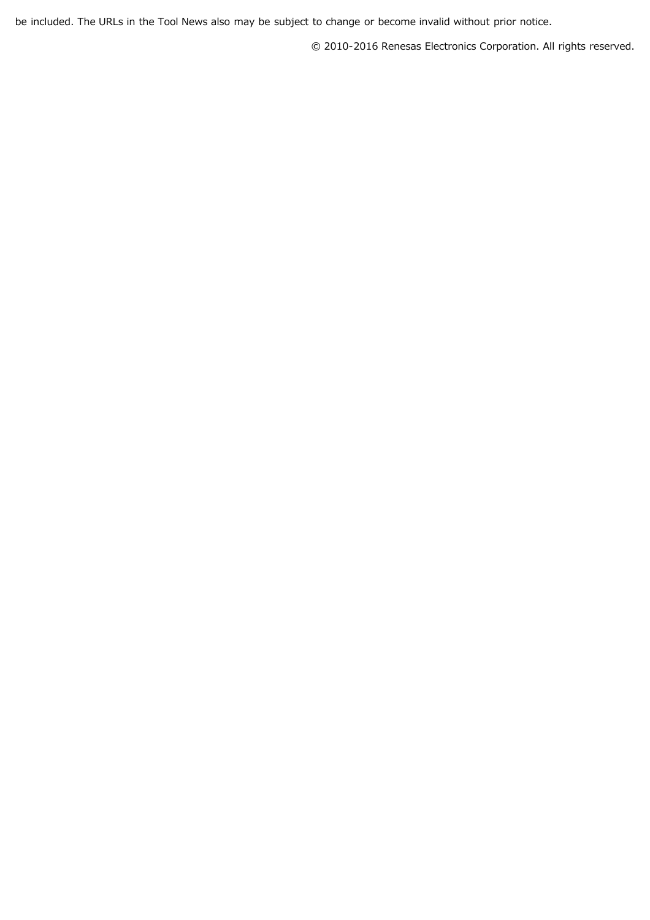be included. The URLs in the Tool News also may be subject to change or become invalid without prior notice.

© 2010-2016 Renesas Electronics Corporation. All rights reserved.